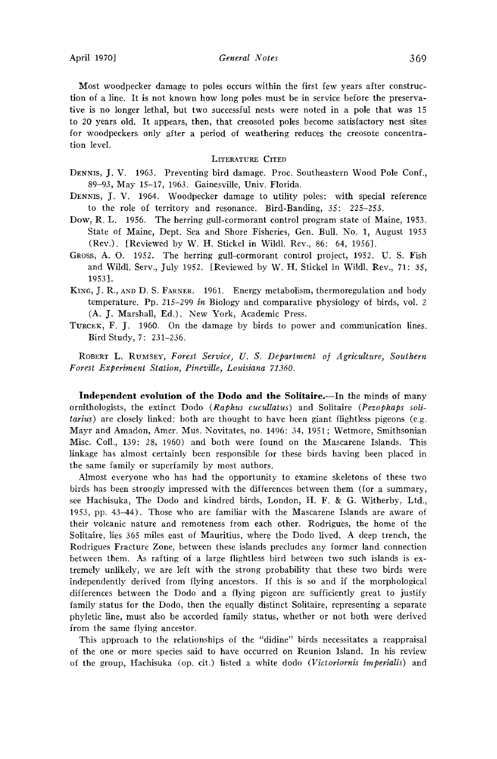Most woodpecker damage to poles occurs within the first few years after construction of a line. It is not known how long poles must be in service before the preservative is no longer lethal, but two successful nests were noted in a pole that was 15 to 20 years old. It appears, then, that creosoted poles become satisfactory nest sites for woodpeckers only after a period of weathering reduces the creosote concentration level.

### Literature Cited

Dennis, J. V. 1963. Preventing bird damage. Proc. Southeastern Wood Pole Conf., 89–93, May 15–17, 1963. Gainesville, Univ. Florida.

Dennis, J. V. 1964. Woodpecker damage to utility poles: with special reference to the role of territory and resonance. Bird-Banding, 35: 225–253.

Dow, R. L. 1956. The herring gull-cormorant control program state of Maine, 1953. State of Maine, Dept. Sea and Shore Fisheries, Gen. Bull. No. 1, August 1953 (Rev.). [Reviewed by W. H. Stickel in Wildl. Rev., 86: 64, 1956].

Gross, A. O. 1952. The herring gull-cormorant control project, 1952. U. S. Fish and Wildl. Serv., July 1952. [Reviewed by W. H. Stickel in Wildl. Rev., 71: 35, 1953].

King, J. R., and D. S. Farner. 1961. Energy metabolism, thermoregulation and body temperature. Pp. 215–299 *in* Biology and comparative physiology of birds, vol. 2 (A. J. Marshall, Ed.). New York, Academic Press.

Turcek, F. J. 1960. On the damage by birds to power and communication lines. Bird Study, 7: 231–236.

Robert L. Rumsey, *Forest Service, U. S. Department of Agriculture, Southern Forest Experiment Station, Pineville, Louisiana 71360.*

**Independent evolution of the Dodo and the Solitaire.**—In the minds of many ornithologists, the extinct Dodo (*Raphus cucullatus*) and Solitaire (*Pezophaps solitarius*) are closely linked: both are thought to have been giant flightless pigeons (e.g. Mayr and Amadon, Amer. Mus. Novitates, no. 1496: 34, 1951; Wetmore, Smithsonian Misc. Coll., 139: 28, 1960) and both were found on the Mascarene Islands. This linkage has almost certainly been responsible for these birds having been placed in the same family or superfamily by most authors.

Almost everyone who has had the opportunity to examine skeletons of these two birds has been strongly impressed with the differences between them (for a summary, see Hachisuka, The Dodo and kindred birds, London, H. F. & G. Witherby, Ltd., 1953, pp. 43–44). Those who are familiar with the Mascarene Islands are aware of their volcanic nature and remoteness from each other. Rodrigues, the home of the Solitaire, lies 365 miles east of Mauritius, where the Dodo lived. A deep trench, the Rodrigues Fracture Zone, between these islands precludes any former land connection between them. As rafting of a large flightless bird between two such islands is extremely unlikely, we are left with the strong probability that these two birds were independently derived from flying ancestors. If this is so and if the morphological differences between the Dodo and a flying pigeon are sufficiently great to justify family status for the Dodo, then the equally distinct Solitaire, representing a separate phyletic line, must also be accorded family status, whether or not both were derived from the same flying ancestor.

This approach to the relationships of the "didine" birds necessitates a reappraisal of the one or more species said to have occurred on Reunion Island. In his review of the group, Hachisuka (op. cit.) listed a white dodo (*Victoriornis imperialis*) and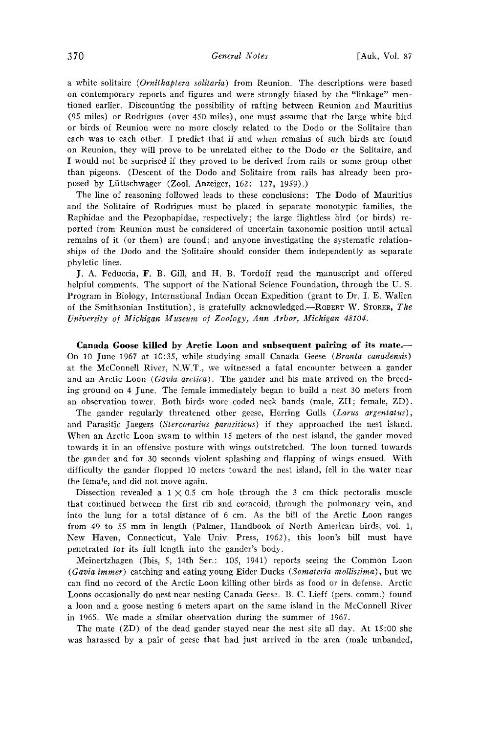a white solitaire (*Ornithaptera solitaria*) from Reunion. The descriptions were based on contemporary reports and figures and were strongly biased by the "linkage" mentioned earlier. Discounting the possibility of rafting between Reunion and Mauritius (95 miles) or Rodrigues (over 450 miles), one must assume that the large white bird or birds of Reunion were no more closely related to the Dodo or the Solitaire than each was to each other. I predict that if and when remains of such birds are found on Reunion, they will prove to be unrelated either to the Dodo or the Solitaire, and I would not be surprised if they proved to be derived from rails or some group other than pigeons. (Descent of the Dodo and Solitaire from rails has already been proposed by Lüttschwager (Zool. Anzeiger, 162: 127, 1959).)

The line of reasoning followed leads to these conclusions: The Dodo of Mauritius and the Solitaire of Rodrigues must be placed in separate monotypic families, the Raphidae and the Pezophapidae, respectively; the large flightless bird (or birds) reported from Reunion must be considered of uncertain taxonomic position until actual remains of it (or them) are found; and anyone investigating the systematic relationships of the Dodo and the Solitaire should consider them independently as separate phyletic lines.

J. A. Feduccia, F. B. Gill, and H. B. Tordoff read the manuscript and offered helpful comments. The support of the National Science Foundation, through the U. S. Program in Biology, International Indian Ocean Expedition (grant to Dr. I. E. Wallen of the Smithsonian Institution), is gratefully acknowledged.—Robert W. Storer, *The University of Michigan Museum of Zoology, Ann Arbor, Michigan 48104.*

**Canada Goose killed by Arctic Loon and subsequent pairing of its mate.**—On 10 June 1967 at 10:35, while studying small Canada Geese (*Branta canadensis*) at the McConnell River, N.W.T., we witnessed a fatal encounter between a gander and an Arctic Loon (*Gavia arctica*). The gander and his mate arrived on the breeding ground on 4 June. The female immediately began to build a nest 30 meters from an observation tower. Both birds wore coded neck bands (male, ZH; female, ZD).

The gander regularly threatened other geese, Herring Gulls (*Larus argentatus*), and Parasitic Jaegers (*Stercorarius parasiticus*) if they approached the nest island. When an Arctic Loon swam to within 15 meters of the nest island, the gander moved towards it in an offensive posture with wings outstretched. The loon turned towards the gander and for 30 seconds violent splashing and flapping of wings ensued. With difficulty the gander flopped 10 meters toward the nest island, fell in the water near the female, and did not move again.

Dissection revealed a $1 \times 0.5$ cm hole through the 3 cm thick pectoralis muscle that continued between the first rib and coracoid, through the pulmonary vein, and into the lung for a total distance of 6 cm. As the bill of the Arctic Loon ranges from 49 to 55 mm in length (Palmer, Handbook of North American birds, vol. 1, New Haven, Connecticut, Yale Univ. Press, 1962), this loon's bill must have penetrated for its full length into the gander's body.

Meinertzhagen (Ibis, 5, 14th Ser.: 105, 1941) reports seeing the Common Loon (*Gavia immer*) catching and eating young Eider Ducks (*Somateria mollissima*), but we can find no record of the Arctic Loon killing other birds as food or in defense. Arctic Loons occasionally do nest near nesting Canada Geese. B. C. Lieff (pers. comm.) found a loon and a goose nesting 6 meters apart on the same island in the McConnell River in 1965. We made a similar observation during the summer of 1967.

The mate (ZD) of the dead gander stayed near the nest site all day. At 15:00 she was harassed by a pair of geese that had just arrived in the area (male unbanded,